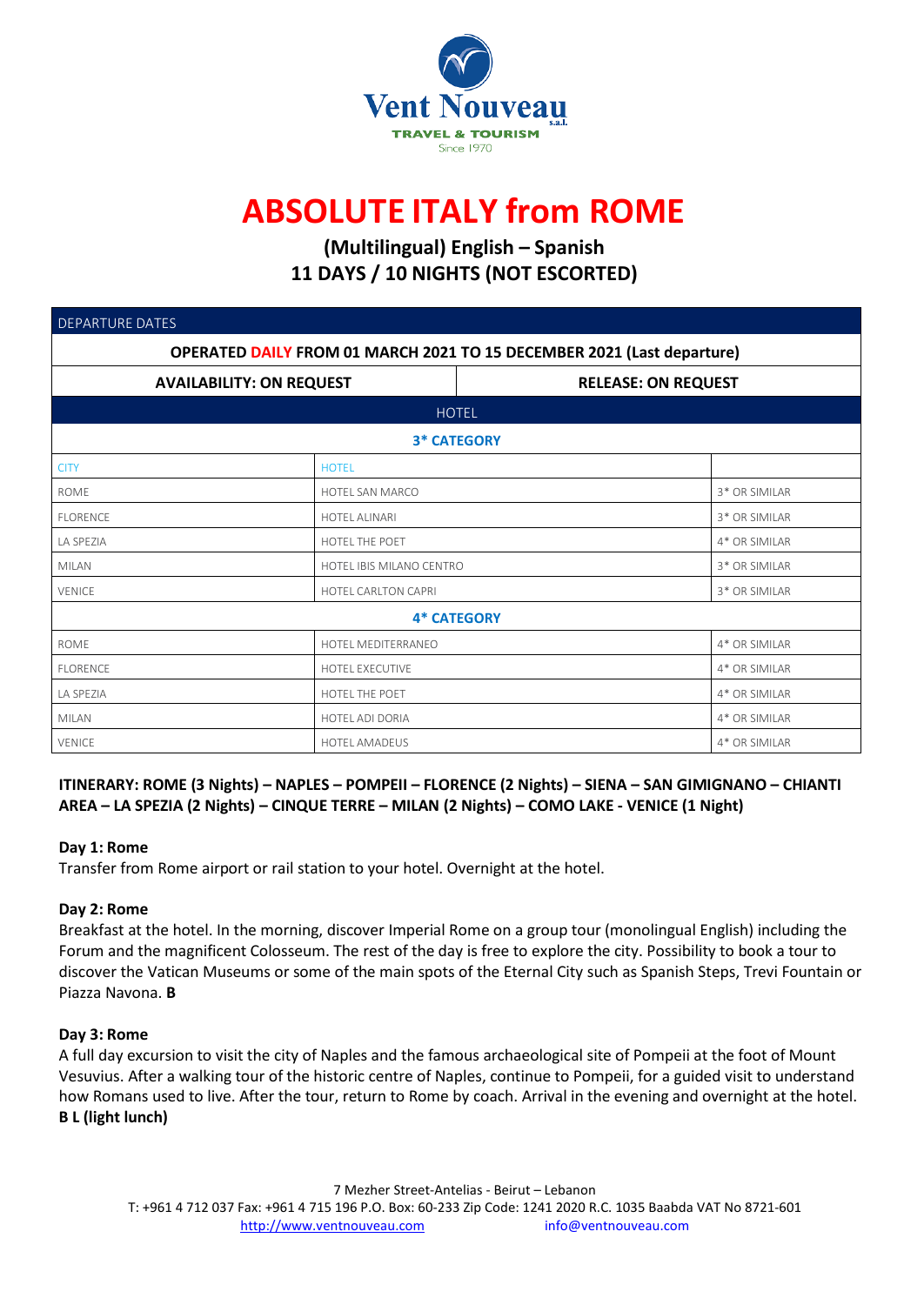Vent Nouveau s.a.l.
TRAVEL & TOURISM
Since 1970

# ABSOLUTE ITALY from ROME

## (Multilingual) English – Spanish
## 11 DAYS / 10 NIGHTS (NOT ESCORTED)

| DEPARTURE DATES | | |
|---|---|---|
| **OPERATED DAILY FROM 01 MARCH 2021 TO 15 DECEMBER 2021 (Last departure)** | | |
| **AVAILABILITY: ON REQUEST** | **RELEASE: ON REQUEST** | |
| HOTEL | | |
| **3* CATEGORY** | | |
| CITY | HOTEL | |
| ROME | HOTEL SAN MARCO | 3* OR SIMILAR |
| FLORENCE | HOTEL ALINARI | 3* OR SIMILAR |
| LA SPEZIA | HOTEL THE POET | 4* OR SIMILAR |
| MILAN | HOTEL IBIS MILANO CENTRO | 3* OR SIMILAR |
| VENICE | HOTEL CARLTON CAPRI | 3* OR SIMILAR |
| **4* CATEGORY** | | |
| ROME | HOTEL MEDITERRANEO | 4* OR SIMILAR |
| FLORENCE | HOTEL EXECUTIVE | 4* OR SIMILAR |
| LA SPEZIA | HOTEL THE POET | 4* OR SIMILAR |
| MILAN | HOTEL ADI DORIA | 4* OR SIMILAR |
| VENICE | HOTEL AMADEUS | 4* OR SIMILAR |

**ITINERARY: ROME (3 Nights) – NAPLES – POMPEII – FLORENCE (2 Nights) – SIENA – SAN GIMIGNANO – CHIANTI AREA – LA SPEZIA (2 Nights) – CINQUE TERRE – MILAN (2 Nights) – COMO LAKE - VENICE (1 Night)**

**Day 1: Rome**
Transfer from Rome airport or rail station to your hotel. Overnight at the hotel.

**Day 2: Rome**
Breakfast at the hotel. In the morning, discover Imperial Rome on a group tour (monolingual English) including the Forum and the magnificent Colosseum. The rest of the day is free to explore the city. Possibility to book a tour to discover the Vatican Museums or some of the main spots of the Eternal City such as Spanish Steps, Trevi Fountain or Piazza Navona. **B**

**Day 3: Rome**
A full day excursion to visit the city of Naples and the famous archaeological site of Pompeii at the foot of Mount Vesuvius. After a walking tour of the historic centre of Naples, continue to Pompeii, for a guided visit to understand how Romans used to live. After the tour, return to Rome by coach. Arrival in the evening and overnight at the hotel. **B L (light lunch)**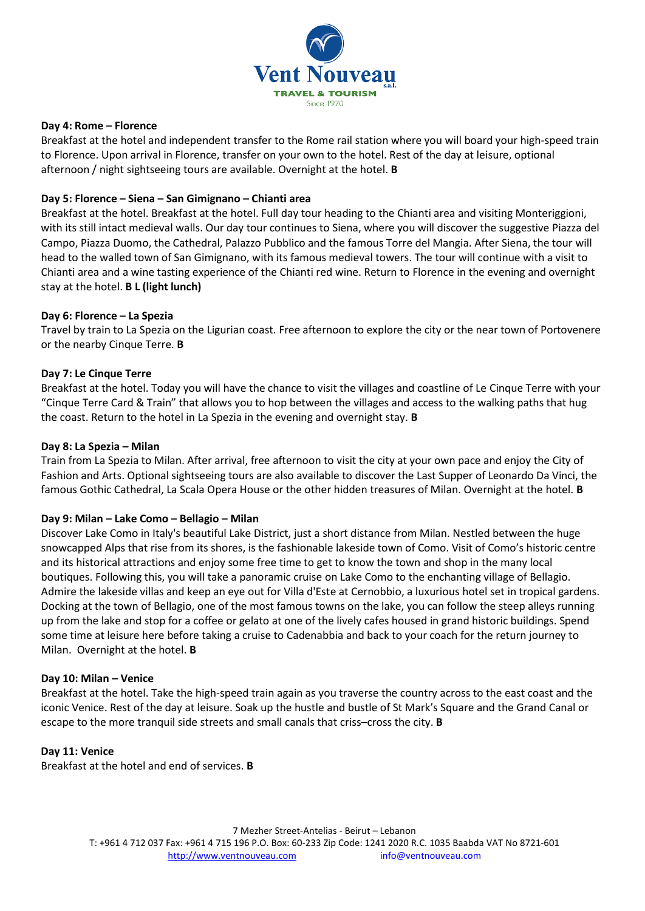**Day 4: Rome – Florence**

Breakfast at the hotel and independent transfer to the Rome rail station where you will board your high-speed train to Florence. Upon arrival in Florence, transfer on your own to the hotel. Rest of the day at leisure, optional afternoon / night sightseeing tours are available. Overnight at the hotel. **B**

**Day 5: Florence – Siena – San Gimignano – Chianti area**

Breakfast at the hotel. Breakfast at the hotel. Full day tour heading to the Chianti area and visiting Monteriggioni, with its still intact medieval walls. Our day tour continues to Siena, where you will discover the suggestive Piazza del Campo, Piazza Duomo, the Cathedral, Palazzo Pubblico and the famous Torre del Mangia. After Siena, the tour will head to the walled town of San Gimignano, with its famous medieval towers. The tour will continue with a visit to Chianti area and a wine tasting experience of the Chianti red wine. Return to Florence in the evening and overnight stay at the hotel. **B L (light lunch)**

**Day 6: Florence – La Spezia**

Travel by train to La Spezia on the Ligurian coast. Free afternoon to explore the city or the near town of Portovenere or the nearby Cinque Terre. **B**

**Day 7: Le Cinque Terre**

Breakfast at the hotel. Today you will have the chance to visit the villages and coastline of Le Cinque Terre with your "Cinque Terre Card & Train" that allows you to hop between the villages and access to the walking paths that hug the coast. Return to the hotel in La Spezia in the evening and overnight stay. **B**

**Day 8: La Spezia – Milan**

Train from La Spezia to Milan. After arrival, free afternoon to visit the city at your own pace and enjoy the City of Fashion and Arts. Optional sightseeing tours are also available to discover the Last Supper of Leonardo Da Vinci, the famous Gothic Cathedral, La Scala Opera House or the other hidden treasures of Milan. Overnight at the hotel. **B**

**Day 9: Milan – Lake Como – Bellagio – Milan**

Discover Lake Como in Italy's beautiful Lake District, just a short distance from Milan. Nestled between the huge snowcapped Alps that rise from its shores, is the fashionable lakeside town of Como. Visit of Como's historic centre and its historical attractions and enjoy some free time to get to know the town and shop in the many local boutiques. Following this, you will take a panoramic cruise on Lake Como to the enchanting village of Bellagio. Admire the lakeside villas and keep an eye out for Villa d'Este at Cernobbio, a luxurious hotel set in tropical gardens. Docking at the town of Bellagio, one of the most famous towns on the lake, you can follow the steep alleys running up from the lake and stop for a coffee or gelato at one of the lively cafes housed in grand historic buildings. Spend some time at leisure here before taking a cruise to Cadenabbia and back to your coach for the return journey to Milan. Overnight at the hotel. **B**

**Day 10: Milan – Venice**

Breakfast at the hotel. Take the high-speed train again as you traverse the country across to the east coast and the iconic Venice. Rest of the day at leisure. Soak up the hustle and bustle of St Mark's Square and the Grand Canal or escape to the more tranquil side streets and small canals that criss–cross the city. **B**

**Day 11: Venice**

Breakfast at the hotel and end of services. **B**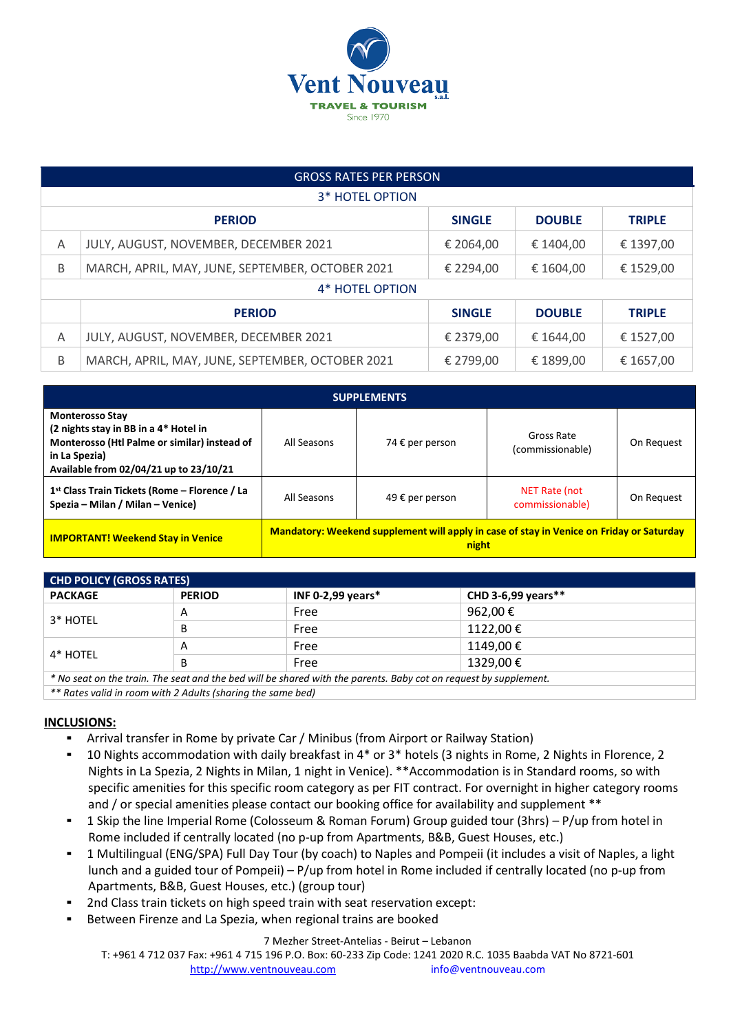| GROSS RATES PER PERSON | | | | |
|---|---|---|---|---|
| 3* HOTEL OPTION | | | | |
| | PERIOD | SINGLE | DOUBLE | TRIPLE |
| A | JULY, AUGUST, NOVEMBER, DECEMBER 2021 | € 2064,00 | € 1404,00 | € 1397,00 |
| B | MARCH, APRIL, MAY, JUNE, SEPTEMBER, OCTOBER 2021 | € 2294,00 | € 1604,00 | € 1529,00 |
| 4* HOTEL OPTION | | | | |
| | PERIOD | SINGLE | DOUBLE | TRIPLE |
| A | JULY, AUGUST, NOVEMBER, DECEMBER 2021 | € 2379,00 | € 1644,00 | € 1527,00 |
| B | MARCH, APRIL, MAY, JUNE, SEPTEMBER, OCTOBER 2021 | € 2799,00 | € 1899,00 | € 1657,00 |

| SUPPLEMENTS | | | | |
|---|---|---|---|---|
| **Monterosso Stay (2 nights stay in BB in a 4* Hotel in Monterosso (Htl Palme or similar) instead of in La Spezia) Available from 02/04/21 up to 23/10/21** | All Seasons | 74 € per person | Gross Rate (commissionable) | On Request |
| **1st Class Train Tickets (Rome – Florence / La Spezia – Milan / Milan – Venice)** | All Seasons | 49 € per person | NET Rate (not commissionable) | On Request |
| **IMPORTANT! Weekend Stay in Venice** | **Mandatory: Weekend supplement will apply in case of stay in Venice on Friday or Saturday night** | | | |

| CHD POLICY (GROSS RATES) | | | |
|---|---|---|---|
| **PACKAGE** | **PERIOD** | **INF 0-2,99 years*** | **CHD 3-6,99 years**** |
| 3* HOTEL | A | Free | 962,00 € |
| | B | Free | 1122,00 € |
| 4* HOTEL | A | Free | 1149,00 € |
| | B | Free | 1329,00 € |

*\* No seat on the train. The seat and the bed will be shared with the parents. Baby cot on request by supplement.*

*\*\* Rates valid in room with 2 Adults (sharing the same bed)*

**INCLUSIONS:**

- Arrival transfer in Rome by private Car / Minibus (from Airport or Railway Station)
- 10 Nights accommodation with daily breakfast in 4* or 3* hotels (3 nights in Rome, 2 Nights in Florence, 2 Nights in La Spezia, 2 Nights in Milan, 1 night in Venice). **Accommodation is in Standard rooms, so with specific amenities for this specific room category as per FIT contract. For overnight in higher category rooms and / or special amenities please contact our booking office for availability and supplement **
- 1 Skip the line Imperial Rome (Colosseum & Roman Forum) Group guided tour (3hrs) – P/up from hotel in Rome included if centrally located (no p-up from Apartments, B&B, Guest Houses, etc.)
- 1 Multilingual (ENG/SPA) Full Day Tour (by coach) to Naples and Pompeii (it includes a visit of Naples, a light lunch and a guided tour of Pompeii) – P/up from hotel in Rome included if centrally located (no p-up from Apartments, B&B, Guest Houses, etc.) (group tour)
- 2nd Class train tickets on high speed train with seat reservation except:
- Between Firenze and La Spezia, when regional trains are booked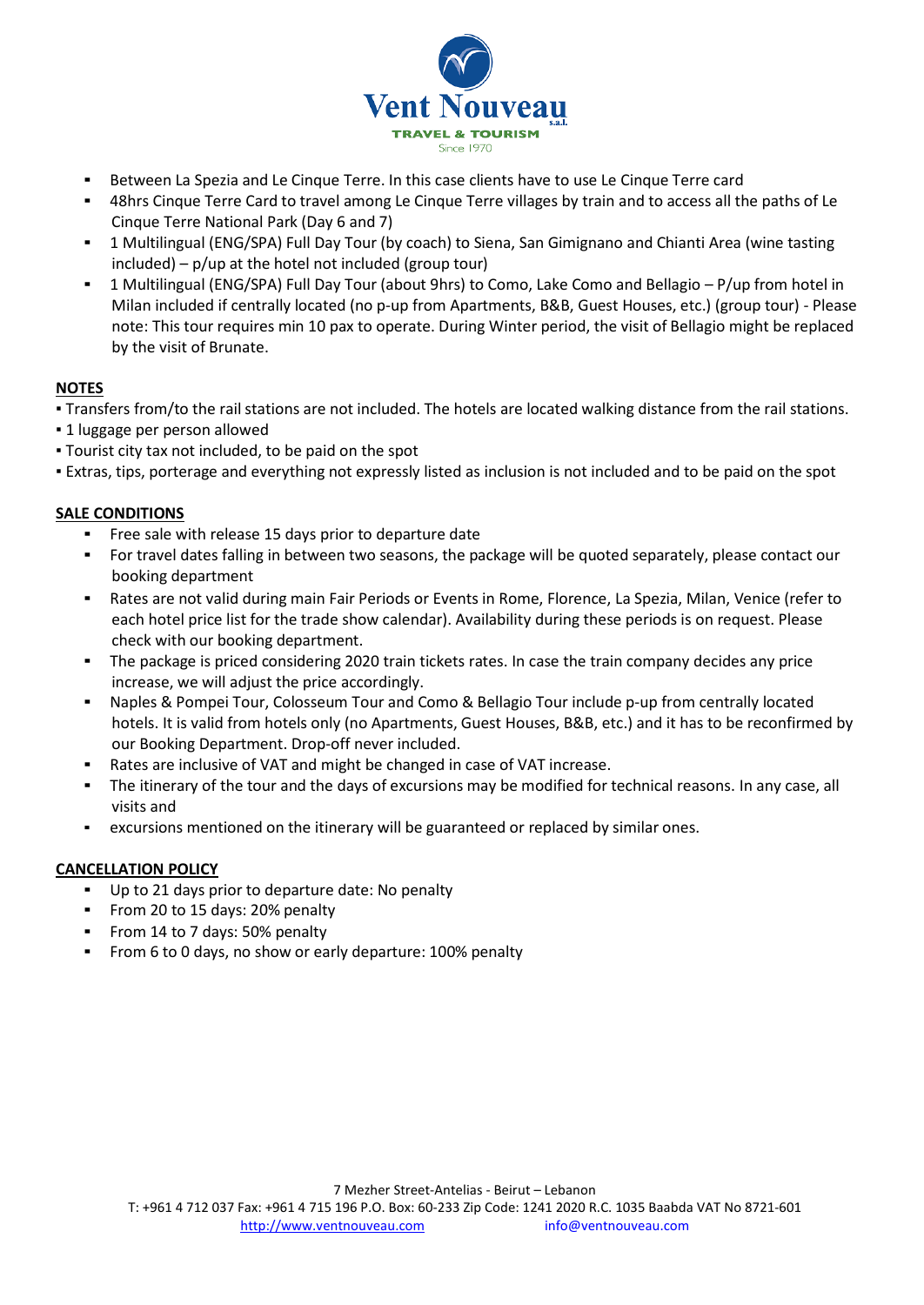- Between La Spezia and Le Cinque Terre. In this case clients have to use Le Cinque Terre card
- 48hrs Cinque Terre Card to travel among Le Cinque Terre villages by train and to access all the paths of Le Cinque Terre National Park (Day 6 and 7)
- 1 Multilingual (ENG/SPA) Full Day Tour (by coach) to Siena, San Gimignano and Chianti Area (wine tasting included) – p/up at the hotel not included (group tour)
- 1 Multilingual (ENG/SPA) Full Day Tour (about 9hrs) to Como, Lake Como and Bellagio – P/up from hotel in Milan included if centrally located (no p-up from Apartments, B&B, Guest Houses, etc.) (group tour) - Please note: This tour requires min 10 pax to operate. During Winter period, the visit of Bellagio might be replaced by the visit of Brunate.

## NOTES

- Transfers from/to the rail stations are not included. The hotels are located walking distance from the rail stations.
- 1 luggage per person allowed
- Tourist city tax not included, to be paid on the spot
- Extras, tips, porterage and everything not expressly listed as inclusion is not included and to be paid on the spot

## SALE CONDITIONS

- Free sale with release 15 days prior to departure date
- For travel dates falling in between two seasons, the package will be quoted separately, please contact our booking department
- Rates are not valid during main Fair Periods or Events in Rome, Florence, La Spezia, Milan, Venice (refer to each hotel price list for the trade show calendar). Availability during these periods is on request. Please check with our booking department.
- The package is priced considering 2020 train tickets rates. In case the train company decides any price increase, we will adjust the price accordingly.
- Naples & Pompei Tour, Colosseum Tour and Como & Bellagio Tour include p-up from centrally located hotels. It is valid from hotels only (no Apartments, Guest Houses, B&B, etc.) and it has to be reconfirmed by our Booking Department. Drop-off never included.
- Rates are inclusive of VAT and might be changed in case of VAT increase.
- The itinerary of the tour and the days of excursions may be modified for technical reasons. In any case, all visits and
- excursions mentioned on the itinerary will be guaranteed or replaced by similar ones.

## CANCELLATION POLICY

- Up to 21 days prior to departure date: No penalty
- From 20 to 15 days: 20% penalty
- From 14 to 7 days: 50% penalty
- From 6 to 0 days, no show or early departure: 100% penalty